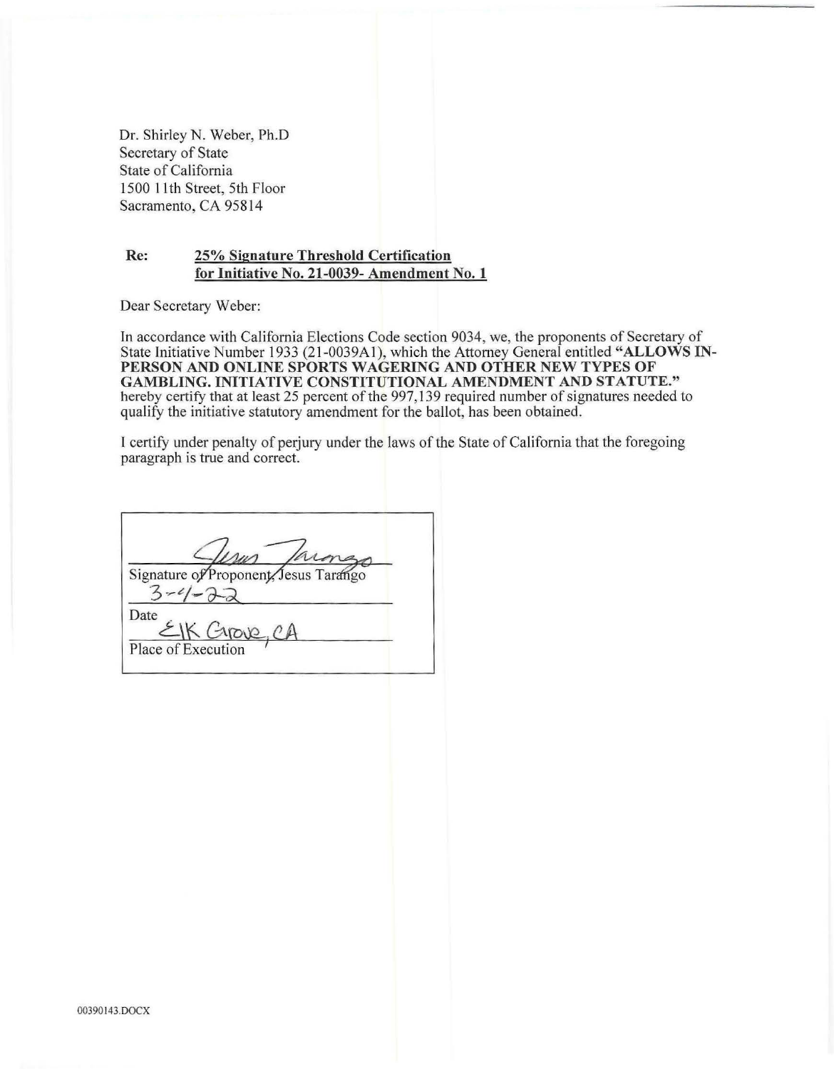Dr. Shirley N. Weber, Ph.D
Secretary of State
State of California
1500 11th Street, 5th Floor
Sacramento, CA 95814

**Re:** **<u>25% Signature Threshold Certification</u>**
**<u>for Initiative No. 21-0039- Amendment No. 1</u>**

Dear Secretary Weber:

In accordance with California Elections Code section 9034, we, the proponents of Secretary of State Initiative Number 1933 (21-0039A1), which the Attorney General entitled **"ALLOWS IN-PERSON AND ONLINE SPORTS WAGERING AND OTHER NEW TYPES OF GAMBLING. INITIATIVE CONSTITUTIONAL AMENDMENT AND STATUTE."** hereby certify that at least 25 percent of the 997,139 required number of signatures needed to qualify the initiative statutory amendment for the ballot, has been obtained.

I certify under penalty of perjury under the laws of the State of California that the foregoing paragraph is true and correct.

Jesus Tarango
Signature of Proponent, Jesus Tarango

3-1-22
Date

Elk Grove, CA
Place of Execution

00390143.DOCX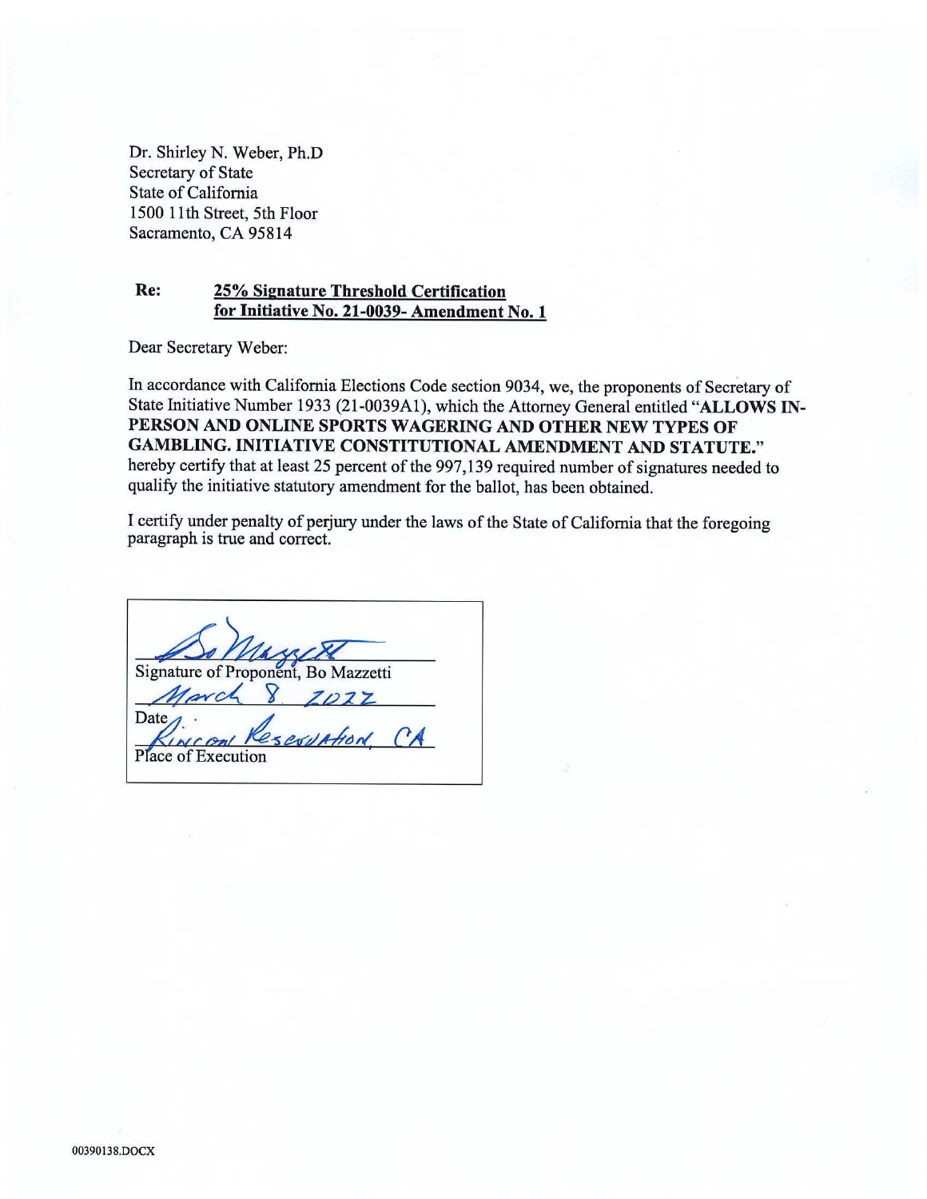Dr. Shirley N. Weber, Ph.D
Secretary of State
State of California
1500 11th Street, 5th Floor
Sacramento, CA 95814

**Re:** **25% Signature Threshold Certification for Initiative No. 21-0039- Amendment No. 1**

Dear Secretary Weber:

In accordance with California Elections Code section 9034, we, the proponents of Secretary of State Initiative Number 1933 (21-0039A1), which the Attorney General entitled "**ALLOWS IN-PERSON AND ONLINE SPORTS WAGERING AND OTHER NEW TYPES OF GAMBLING. INITIATIVE CONSTITUTIONAL AMENDMENT AND STATUTE.**" hereby certify that at least 25 percent of the 997,139 required number of signatures needed to qualify the initiative statutory amendment for the ballot, has been obtained.

I certify under penalty of perjury under the laws of the State of California that the foregoing paragraph is true and correct.

Bo Mazzetti
Signature of Proponent, Bo Mazzetti

March 8 2022
Date

Rincon Reservation, CA
Place of Execution

00390138.DOCX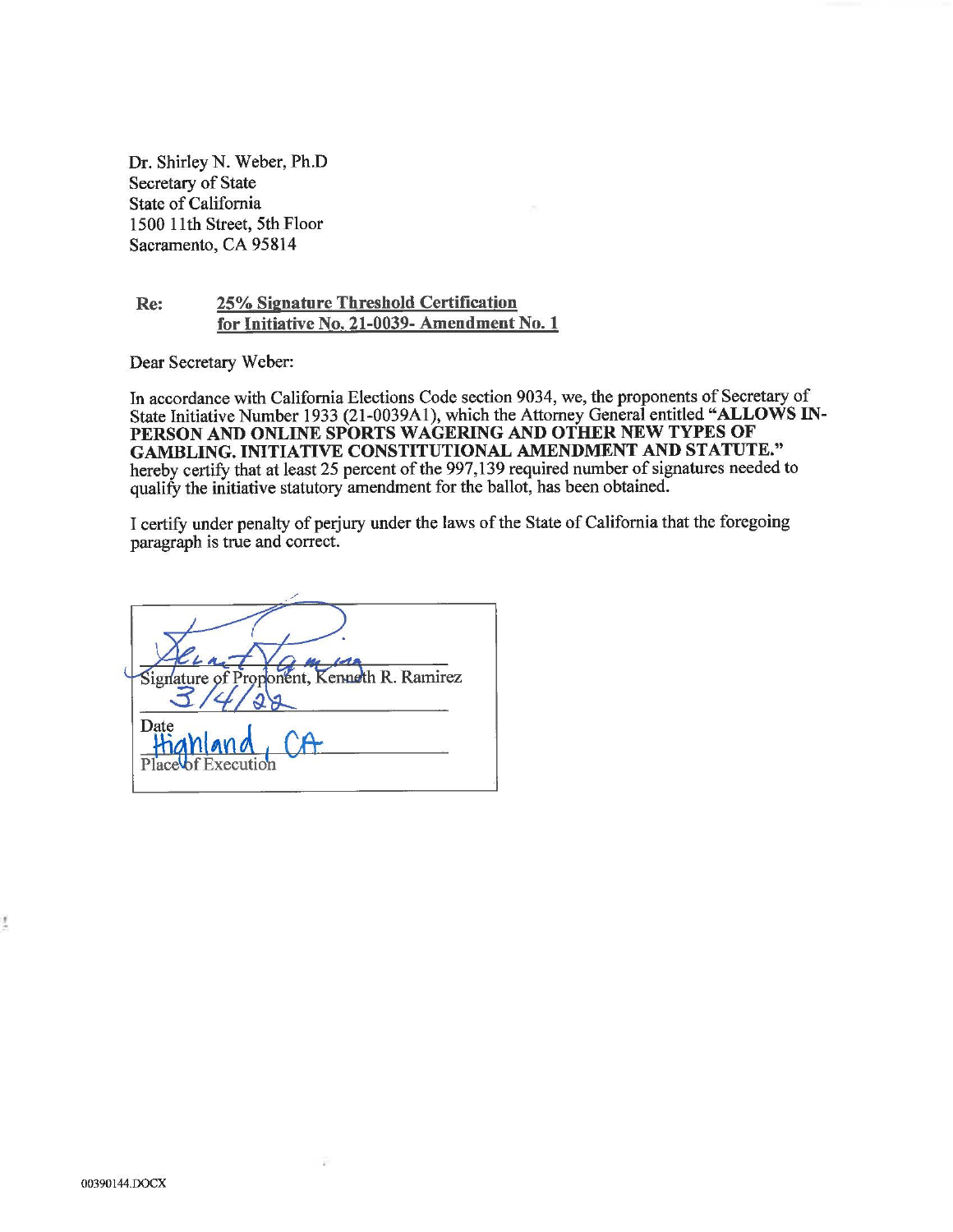Dr. Shirley N. Weber, Ph.D
Secretary of State
State of California
1500 11th Street, 5th Floor
Sacramento, CA 95814

**Re:** **<u>25% Signature Threshold Certification for Initiative No. 21-0039- Amendment No. 1</u>**

Dear Secretary Weber:

In accordance with California Elections Code section 9034, we, the proponents of Secretary of State Initiative Number 1933 (21-0039A1), which the Attorney General entitled **"ALLOWS IN-PERSON AND ONLINE SPORTS WAGERING AND OTHER NEW TYPES OF GAMBLING. INITIATIVE CONSTITUTIONAL AMENDMENT AND STATUTE."** hereby certify that at least 25 percent of the 997,139 required number of signatures needed to qualify the initiative statutory amendment for the ballot, has been obtained.

I certify under penalty of perjury under the laws of the State of California that the foregoing paragraph is true and correct.

Signature of Proponent, Kenneth R. Ramirez

3/4/22
Date

Highland, CA
Place of Execution

00390144.DOCX